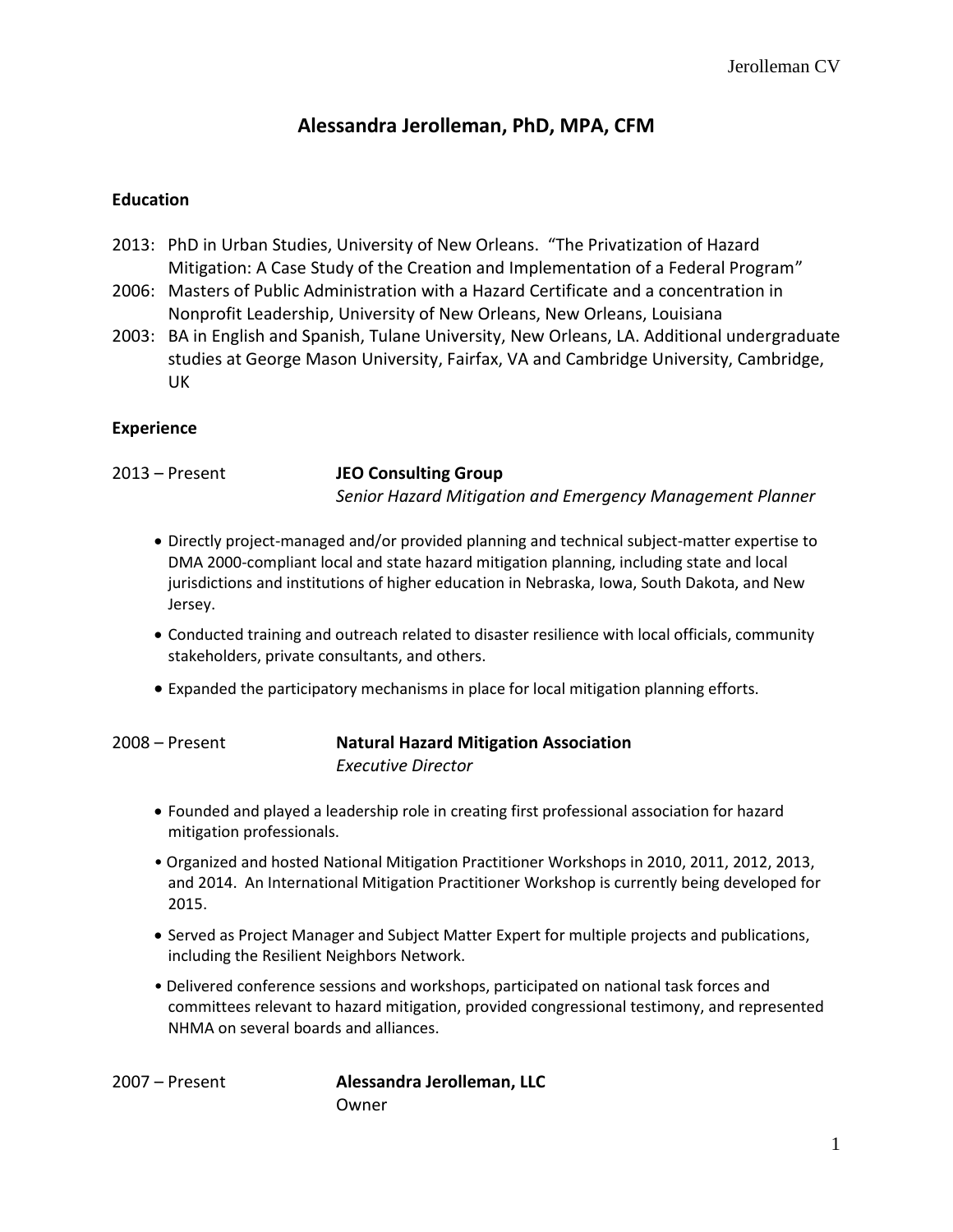# Alessandra Jerolleman, PhD, MPA, CFM

## Education

2013: PhD in Urban Studies, University of New Orleans. "The Privatization of Hazard Mitigation: A Case Study of the Creation and Implementation of a Federal Program"

2006: Masters of Public Administration with a Hazard Certificate and a concentration in Nonprofit Leadership, University of New Orleans, New Orleans, Louisiana

2003: BA in English and Spanish, Tulane University, New Orleans, LA. Additional undergraduate studies at George Mason University, Fairfax, VA and Cambridge University, Cambridge, UK

## Experience

2013 – Present **JEO Consulting Group**
*Senior Hazard Mitigation and Emergency Management Planner*

- Directly project-managed and/or provided planning and technical subject-matter expertise to DMA 2000-compliant local and state hazard mitigation planning, including state and local jurisdictions and institutions of higher education in Nebraska, Iowa, South Dakota, and New Jersey.
- Conducted training and outreach related to disaster resilience with local officials, community stakeholders, private consultants, and others.
- Expanded the participatory mechanisms in place for local mitigation planning efforts.

2008 – Present **Natural Hazard Mitigation Association**
*Executive Director*

- Founded and played a leadership role in creating first professional association for hazard mitigation professionals.
- Organized and hosted National Mitigation Practitioner Workshops in 2010, 2011, 2012, 2013, and 2014. An International Mitigation Practitioner Workshop is currently being developed for 2015.
- Served as Project Manager and Subject Matter Expert for multiple projects and publications, including the Resilient Neighbors Network.
- Delivered conference sessions and workshops, participated on national task forces and committees relevant to hazard mitigation, provided congressional testimony, and represented NHMA on several boards and alliances.

2007 – Present **Alessandra Jerolleman, LLC**
Owner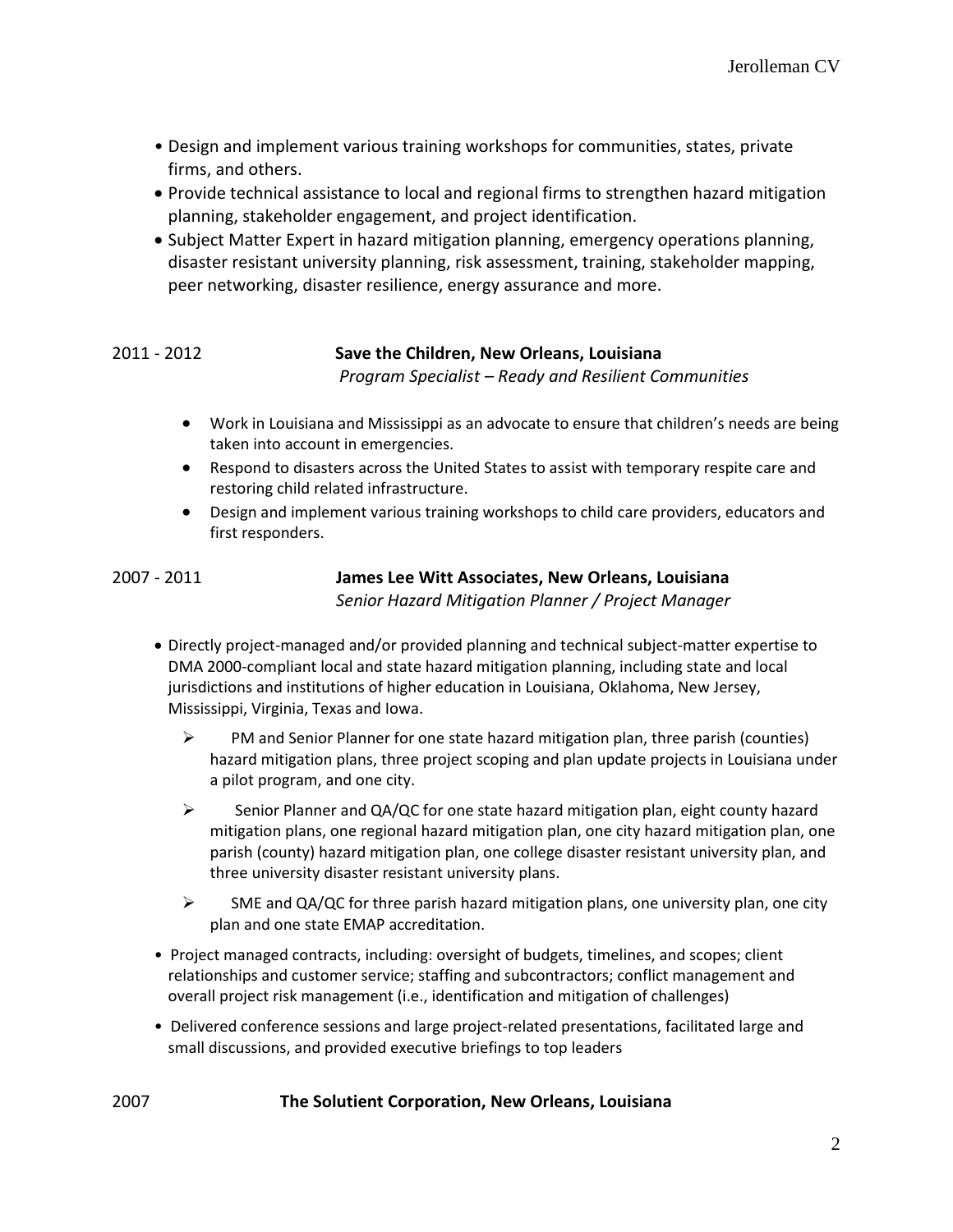- Design and implement various training workshops for communities, states, private firms, and others.
- Provide technical assistance to local and regional firms to strengthen hazard mitigation planning, stakeholder engagement, and project identification.
- Subject Matter Expert in hazard mitigation planning, emergency operations planning, disaster resistant university planning, risk assessment, training, stakeholder mapping, peer networking, disaster resilience, energy assurance and more.

2011 - 2012 **Save the Children, New Orleans, Louisiana**
*Program Specialist – Ready and Resilient Communities*

- Work in Louisiana and Mississippi as an advocate to ensure that children's needs are being taken into account in emergencies.
- Respond to disasters across the United States to assist with temporary respite care and restoring child related infrastructure.
- Design and implement various training workshops to child care providers, educators and first responders.

2007 - 2011 **James Lee Witt Associates, New Orleans, Louisiana**
*Senior Hazard Mitigation Planner / Project Manager*

- Directly project-managed and/or provided planning and technical subject-matter expertise to DMA 2000-compliant local and state hazard mitigation planning, including state and local jurisdictions and institutions of higher education in Louisiana, Oklahoma, New Jersey, Mississippi, Virginia, Texas and Iowa.
  - PM and Senior Planner for one state hazard mitigation plan, three parish (counties) hazard mitigation plans, three project scoping and plan update projects in Louisiana under a pilot program, and one city.
  - Senior Planner and QA/QC for one state hazard mitigation plan, eight county hazard mitigation plans, one regional hazard mitigation plan, one city hazard mitigation plan, one parish (county) hazard mitigation plan, one college disaster resistant university plan, and three university disaster resistant university plans.
  - SME and QA/QC for three parish hazard mitigation plans, one university plan, one city plan and one state EMAP accreditation.
- Project managed contracts, including: oversight of budgets, timelines, and scopes; client relationships and customer service; staffing and subcontractors; conflict management and overall project risk management (i.e., identification and mitigation of challenges)
- Delivered conference sessions and large project-related presentations, facilitated large and small discussions, and provided executive briefings to top leaders

2007 **The Solutient Corporation, New Orleans, Louisiana**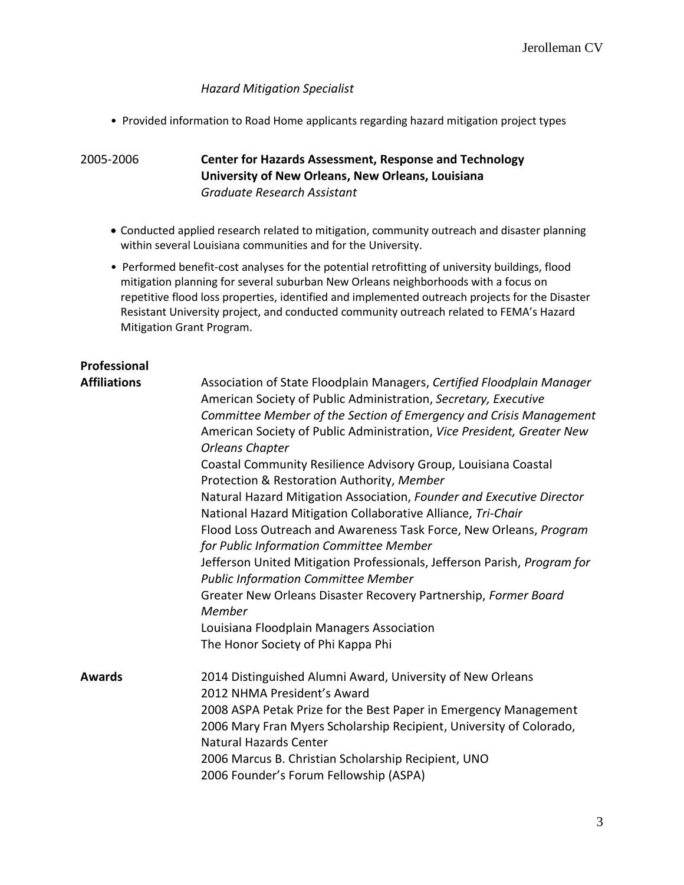*Hazard Mitigation Specialist*

- Provided information to Road Home applicants regarding hazard mitigation project types

2005-2006 **Center for Hazards Assessment, Response and Technology**
**University of New Orleans, New Orleans, Louisiana**
*Graduate Research Assistant*

- Conducted applied research related to mitigation, community outreach and disaster planning within several Louisiana communities and for the University.
- Performed benefit-cost analyses for the potential retrofitting of university buildings, flood mitigation planning for several suburban New Orleans neighborhoods with a focus on repetitive flood loss properties, identified and implemented outreach projects for the Disaster Resistant University project, and conducted community outreach related to FEMA's Hazard Mitigation Grant Program.

**Professional Affiliations**

Association of State Floodplain Managers, *Certified Floodplain Manager*
American Society of Public Administration, *Secretary, Executive Committee Member of the Section of Emergency and Crisis Management*
American Society of Public Administration, *Vice President, Greater New Orleans Chapter*
Coastal Community Resilience Advisory Group, Louisiana Coastal Protection & Restoration Authority, *Member*
Natural Hazard Mitigation Association, *Founder and Executive Director*
National Hazard Mitigation Collaborative Alliance, *Tri-Chair*
Flood Loss Outreach and Awareness Task Force, New Orleans, *Program for Public Information Committee Member*
Jefferson United Mitigation Professionals, Jefferson Parish, *Program for Public Information Committee Member*
Greater New Orleans Disaster Recovery Partnership, *Former Board Member*
Louisiana Floodplain Managers Association
The Honor Society of Phi Kappa Phi

**Awards**

2014 Distinguished Alumni Award, University of New Orleans
2012 NHMA President's Award
2008 ASPA Petak Prize for the Best Paper in Emergency Management
2006 Mary Fran Myers Scholarship Recipient, University of Colorado, Natural Hazards Center
2006 Marcus B. Christian Scholarship Recipient, UNO
2006 Founder's Forum Fellowship (ASPA)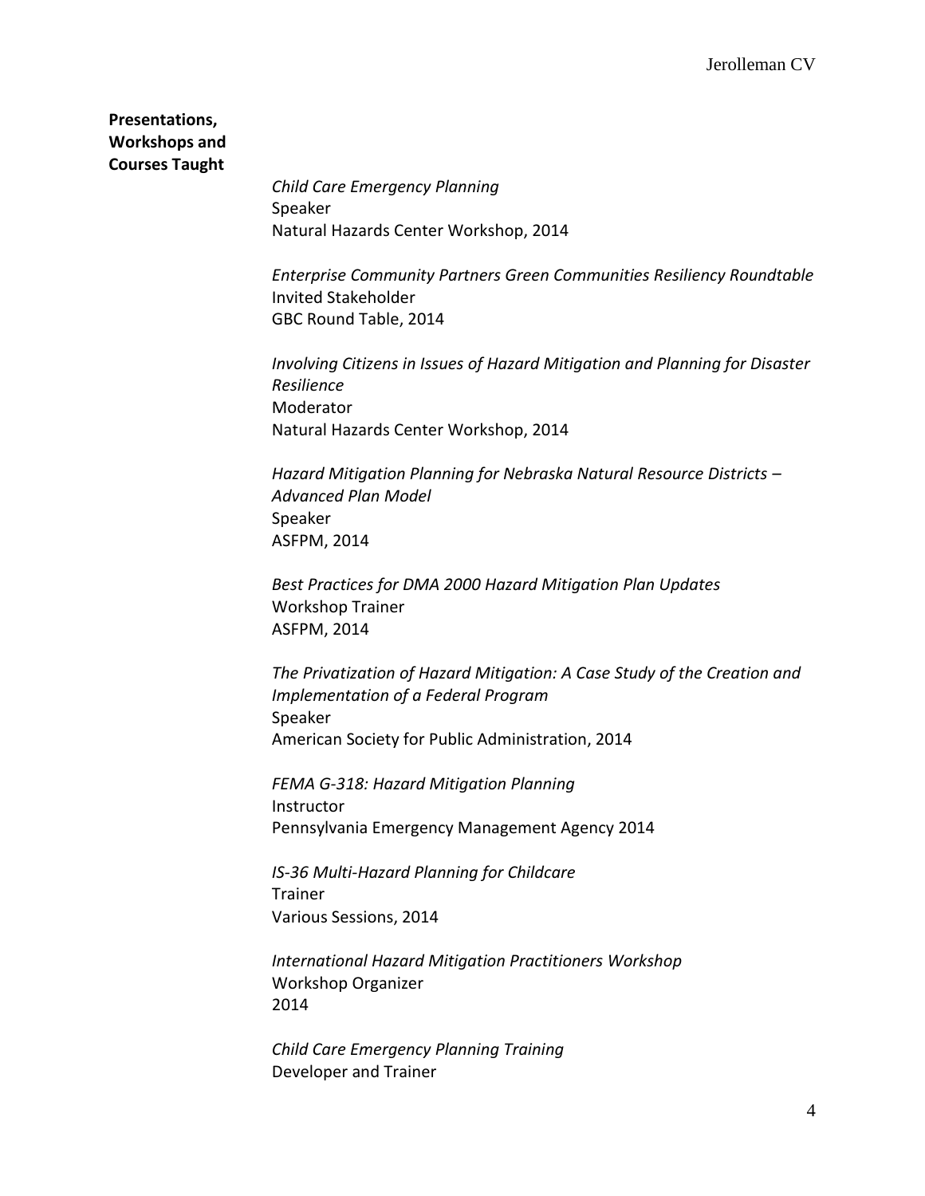**Presentations, Workshops and Courses Taught**

*Child Care Emergency Planning*
Speaker
Natural Hazards Center Workshop, 2014

*Enterprise Community Partners Green Communities Resiliency Roundtable*
Invited Stakeholder
GBC Round Table, 2014

*Involving Citizens in Issues of Hazard Mitigation and Planning for Disaster Resilience*
Moderator
Natural Hazards Center Workshop, 2014

*Hazard Mitigation Planning for Nebraska Natural Resource Districts – Advanced Plan Model*
Speaker
ASFPM, 2014

*Best Practices for DMA 2000 Hazard Mitigation Plan Updates*
Workshop Trainer
ASFPM, 2014

*The Privatization of Hazard Mitigation: A Case Study of the Creation and Implementation of a Federal Program*
Speaker
American Society for Public Administration, 2014

*FEMA G-318: Hazard Mitigation Planning*
Instructor
Pennsylvania Emergency Management Agency 2014

*IS-36 Multi-Hazard Planning for Childcare*
Trainer
Various Sessions, 2014

*International Hazard Mitigation Practitioners Workshop*
Workshop Organizer
2014

*Child Care Emergency Planning Training*
Developer and Trainer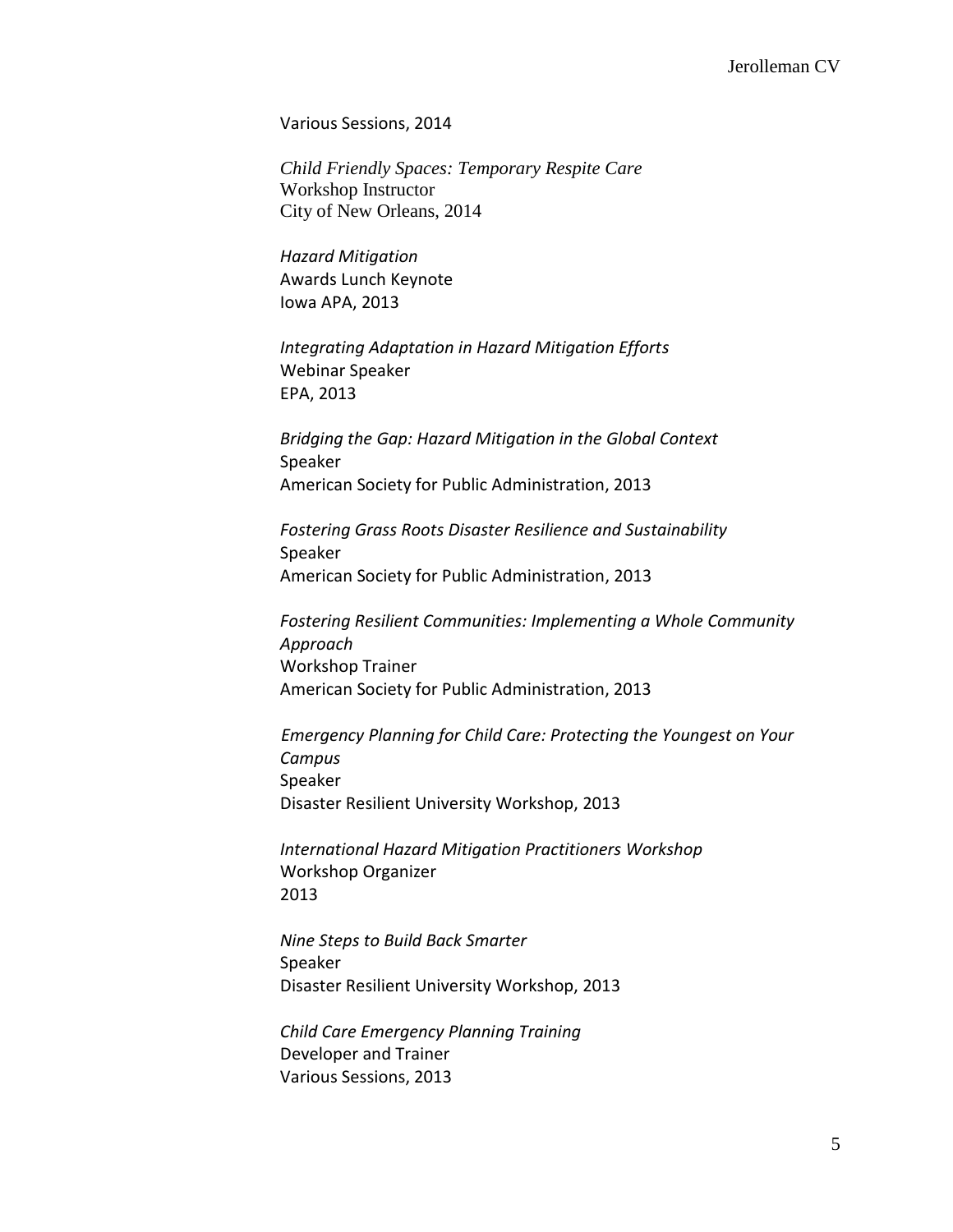Various Sessions, 2014

*Child Friendly Spaces: Temporary Respite Care*
Workshop Instructor
City of New Orleans, 2014

*Hazard Mitigation*
Awards Lunch Keynote
Iowa APA, 2013

*Integrating Adaptation in Hazard Mitigation Efforts*
Webinar Speaker
EPA, 2013

*Bridging the Gap: Hazard Mitigation in the Global Context*
Speaker
American Society for Public Administration, 2013

*Fostering Grass Roots Disaster Resilience and Sustainability*
Speaker
American Society for Public Administration, 2013

*Fostering Resilient Communities: Implementing a Whole Community Approach*
Workshop Trainer
American Society for Public Administration, 2013

*Emergency Planning for Child Care: Protecting the Youngest on Your Campus*
Speaker
Disaster Resilient University Workshop, 2013

*International Hazard Mitigation Practitioners Workshop*
Workshop Organizer
2013

*Nine Steps to Build Back Smarter*
Speaker
Disaster Resilient University Workshop, 2013

*Child Care Emergency Planning Training*
Developer and Trainer
Various Sessions, 2013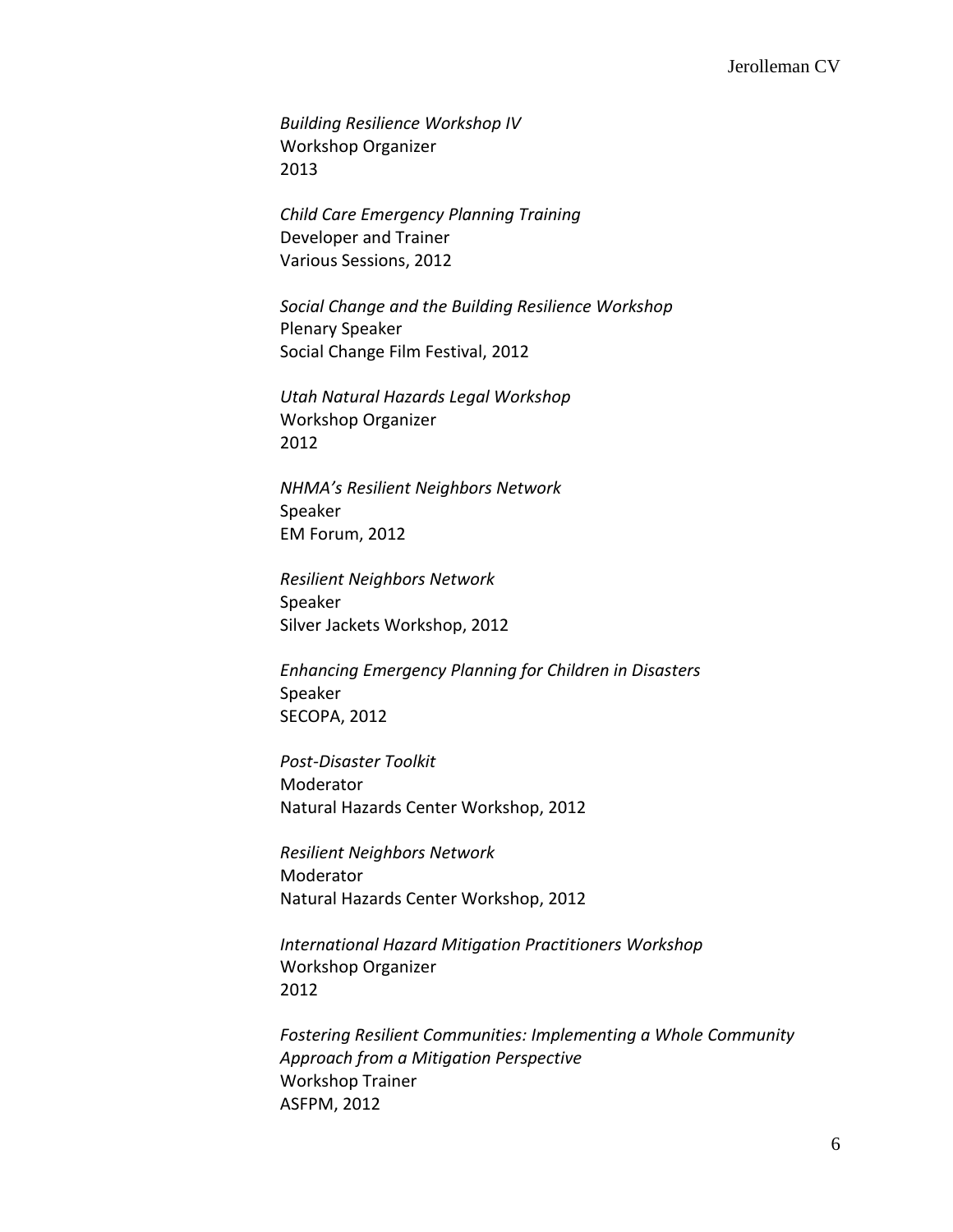*Building Resilience Workshop IV*
Workshop Organizer
2013

*Child Care Emergency Planning Training*
Developer and Trainer
Various Sessions, 2012

*Social Change and the Building Resilience Workshop*
Plenary Speaker
Social Change Film Festival, 2012

*Utah Natural Hazards Legal Workshop*
Workshop Organizer
2012

*NHMA's Resilient Neighbors Network*
Speaker
EM Forum, 2012

*Resilient Neighbors Network*
Speaker
Silver Jackets Workshop, 2012

*Enhancing Emergency Planning for Children in Disasters*
Speaker
SECOPA, 2012

*Post-Disaster Toolkit*
Moderator
Natural Hazards Center Workshop, 2012

*Resilient Neighbors Network*
Moderator
Natural Hazards Center Workshop, 2012

*International Hazard Mitigation Practitioners Workshop*
Workshop Organizer
2012

*Fostering Resilient Communities: Implementing a Whole Community Approach from a Mitigation Perspective*
Workshop Trainer
ASFPM, 2012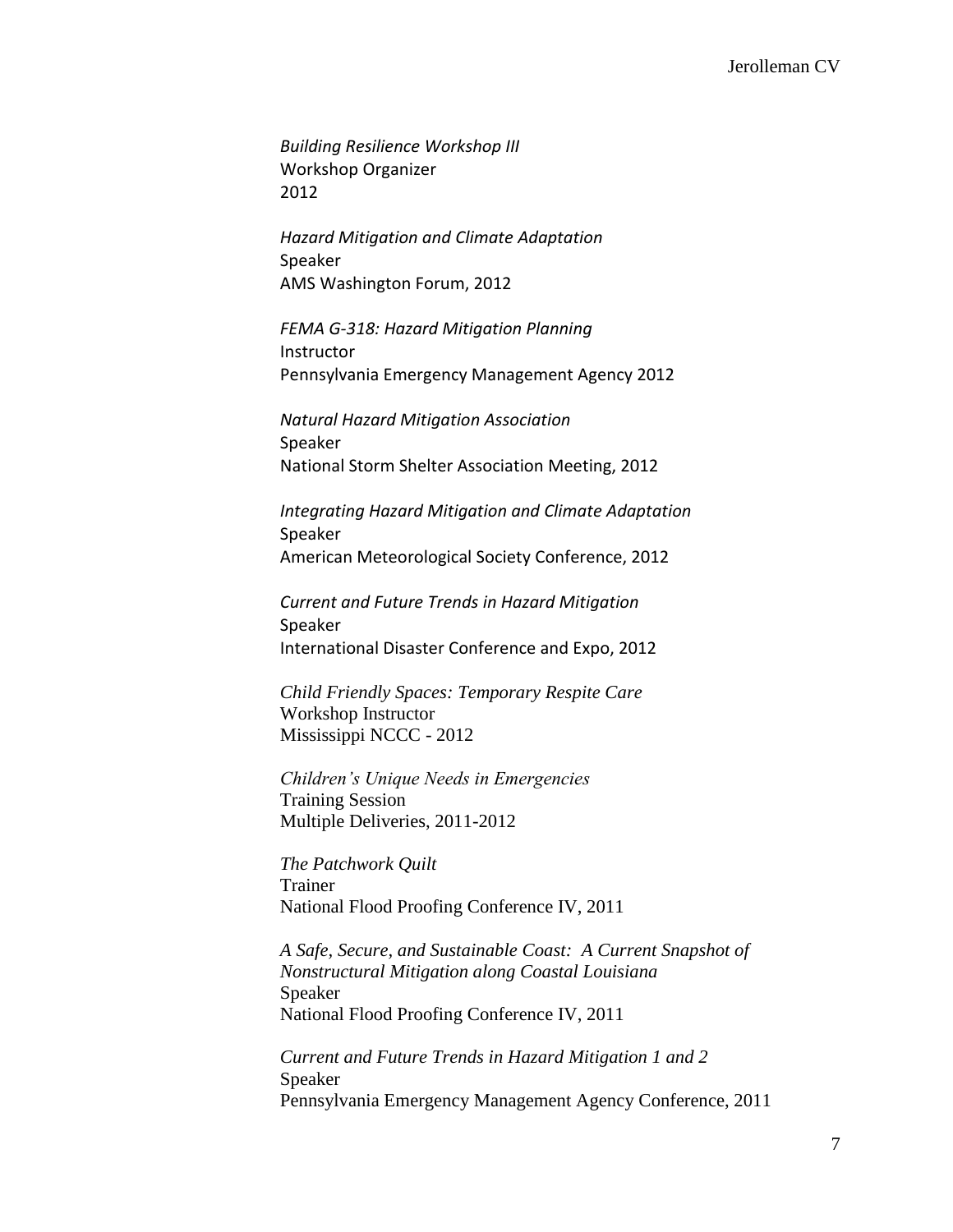*Building Resilience Workshop III*
Workshop Organizer
2012

*Hazard Mitigation and Climate Adaptation*
Speaker
AMS Washington Forum, 2012

*FEMA G-318: Hazard Mitigation Planning*
Instructor
Pennsylvania Emergency Management Agency 2012

*Natural Hazard Mitigation Association*
Speaker
National Storm Shelter Association Meeting, 2012

*Integrating Hazard Mitigation and Climate Adaptation*
Speaker
American Meteorological Society Conference, 2012

*Current and Future Trends in Hazard Mitigation*
Speaker
International Disaster Conference and Expo, 2012

*Child Friendly Spaces: Temporary Respite Care*
Workshop Instructor
Mississippi NCCC - 2012

*Children's Unique Needs in Emergencies*
Training Session
Multiple Deliveries, 2011-2012

*The Patchwork Quilt*
Trainer
National Flood Proofing Conference IV, 2011

*A Safe, Secure, and Sustainable Coast: A Current Snapshot of Nonstructural Mitigation along Coastal Louisiana*
Speaker
National Flood Proofing Conference IV, 2011

*Current and Future Trends in Hazard Mitigation 1 and 2*
Speaker
Pennsylvania Emergency Management Agency Conference, 2011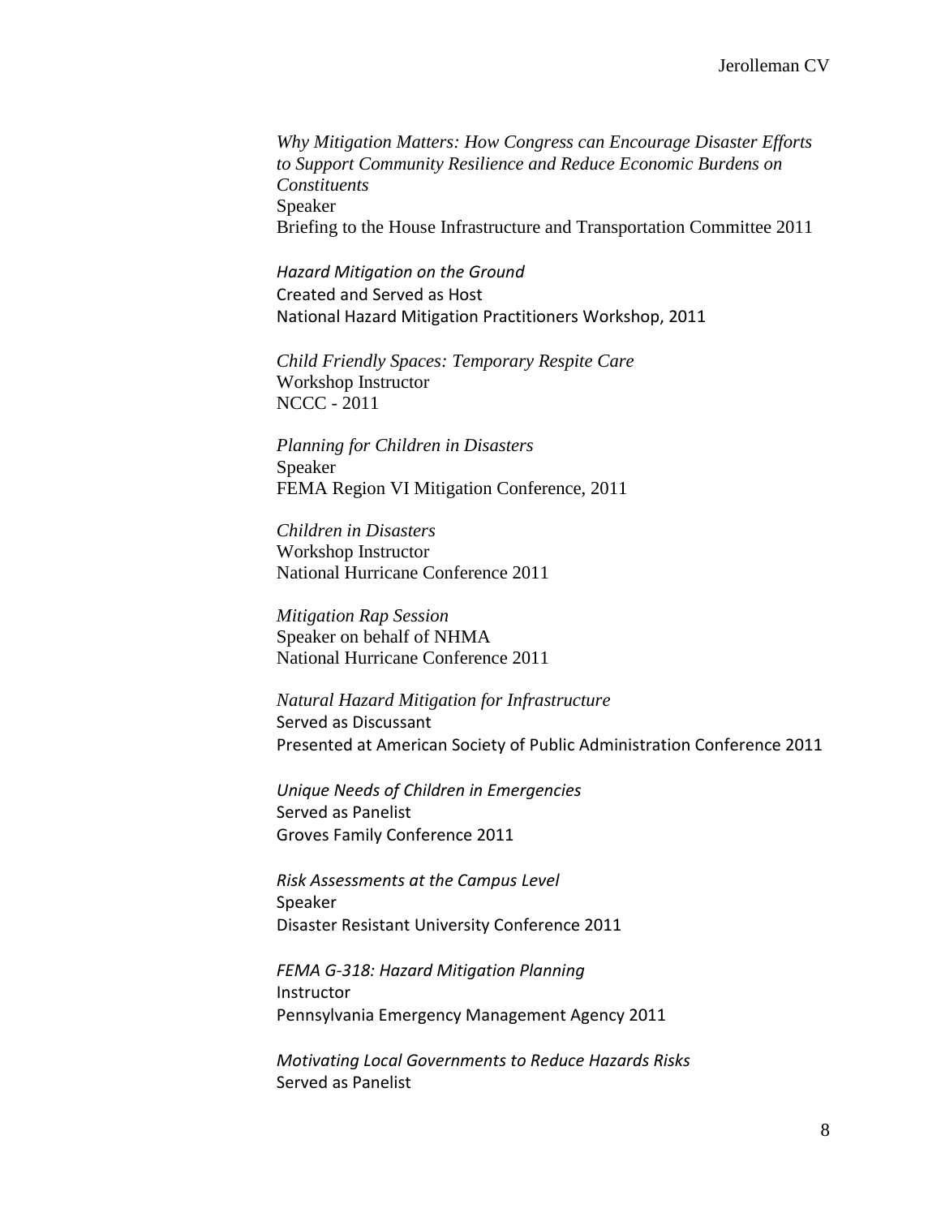*Why Mitigation Matters: How Congress can Encourage Disaster Efforts to Support Community Resilience and Reduce Economic Burdens on Constituents*
Speaker
Briefing to the House Infrastructure and Transportation Committee 2011

*Hazard Mitigation on the Ground*
Created and Served as Host
National Hazard Mitigation Practitioners Workshop, 2011

*Child Friendly Spaces: Temporary Respite Care*
Workshop Instructor
NCCC - 2011

*Planning for Children in Disasters*
Speaker
FEMA Region VI Mitigation Conference, 2011

*Children in Disasters*
Workshop Instructor
National Hurricane Conference 2011

*Mitigation Rap Session*
Speaker on behalf of NHMA
National Hurricane Conference 2011

*Natural Hazard Mitigation for Infrastructure*
Served as Discussant
Presented at American Society of Public Administration Conference 2011

*Unique Needs of Children in Emergencies*
Served as Panelist
Groves Family Conference 2011

*Risk Assessments at the Campus Level*
Speaker
Disaster Resistant University Conference 2011

*FEMA G-318: Hazard Mitigation Planning*
Instructor
Pennsylvania Emergency Management Agency 2011

*Motivating Local Governments to Reduce Hazards Risks*
Served as Panelist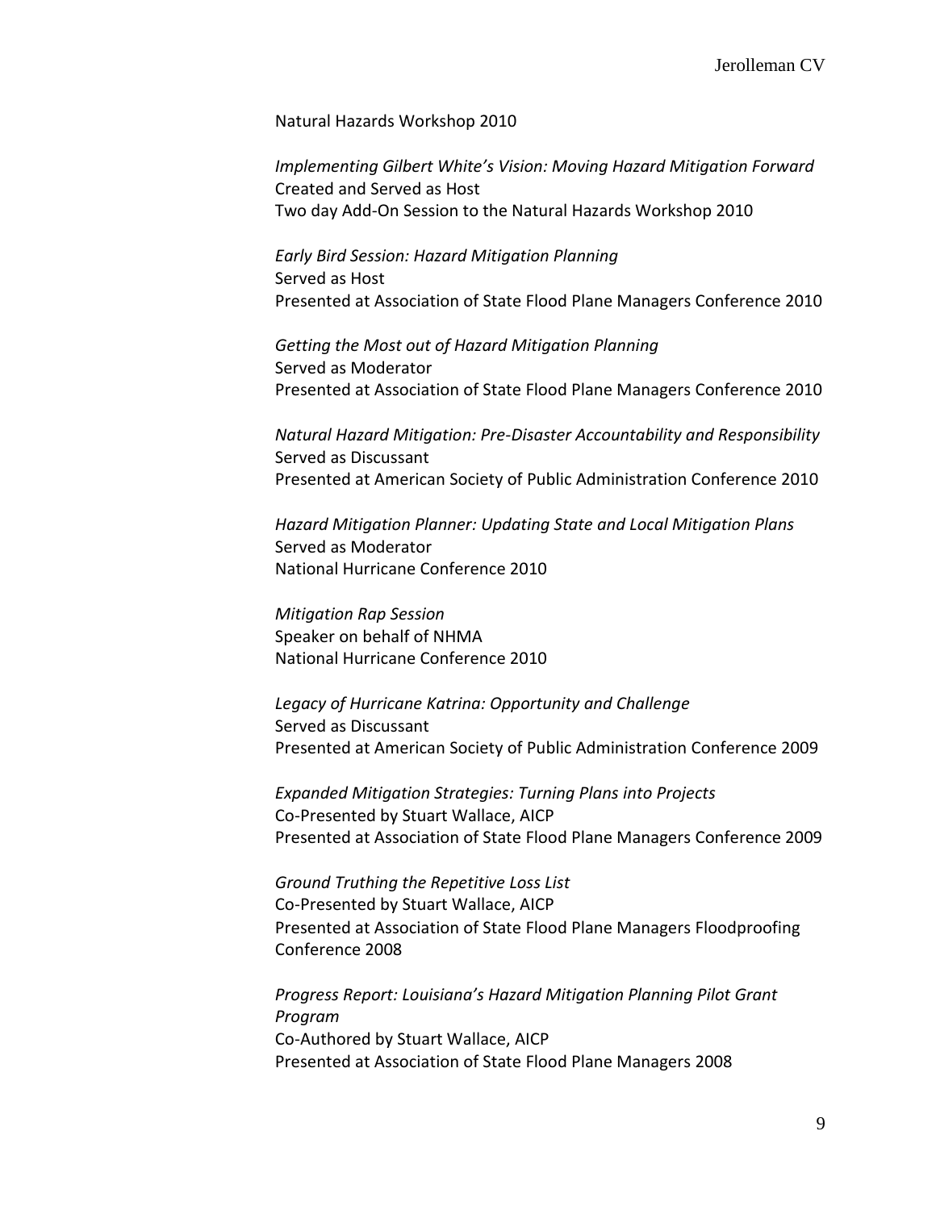Natural Hazards Workshop 2010

*Implementing Gilbert White's Vision: Moving Hazard Mitigation Forward*
Created and Served as Host
Two day Add-On Session to the Natural Hazards Workshop 2010

*Early Bird Session: Hazard Mitigation Planning*
Served as Host
Presented at Association of State Flood Plane Managers Conference 2010

*Getting the Most out of Hazard Mitigation Planning*
Served as Moderator
Presented at Association of State Flood Plane Managers Conference 2010

*Natural Hazard Mitigation: Pre-Disaster Accountability and Responsibility*
Served as Discussant
Presented at American Society of Public Administration Conference 2010

*Hazard Mitigation Planner: Updating State and Local Mitigation Plans*
Served as Moderator
National Hurricane Conference 2010

*Mitigation Rap Session*
Speaker on behalf of NHMA
National Hurricane Conference 2010

*Legacy of Hurricane Katrina: Opportunity and Challenge*
Served as Discussant
Presented at American Society of Public Administration Conference 2009

*Expanded Mitigation Strategies: Turning Plans into Projects*
Co-Presented by Stuart Wallace, AICP
Presented at Association of State Flood Plane Managers Conference 2009

*Ground Truthing the Repetitive Loss List*
Co-Presented by Stuart Wallace, AICP
Presented at Association of State Flood Plane Managers Floodproofing Conference 2008

*Progress Report: Louisiana's Hazard Mitigation Planning Pilot Grant Program*
Co-Authored by Stuart Wallace, AICP
Presented at Association of State Flood Plane Managers 2008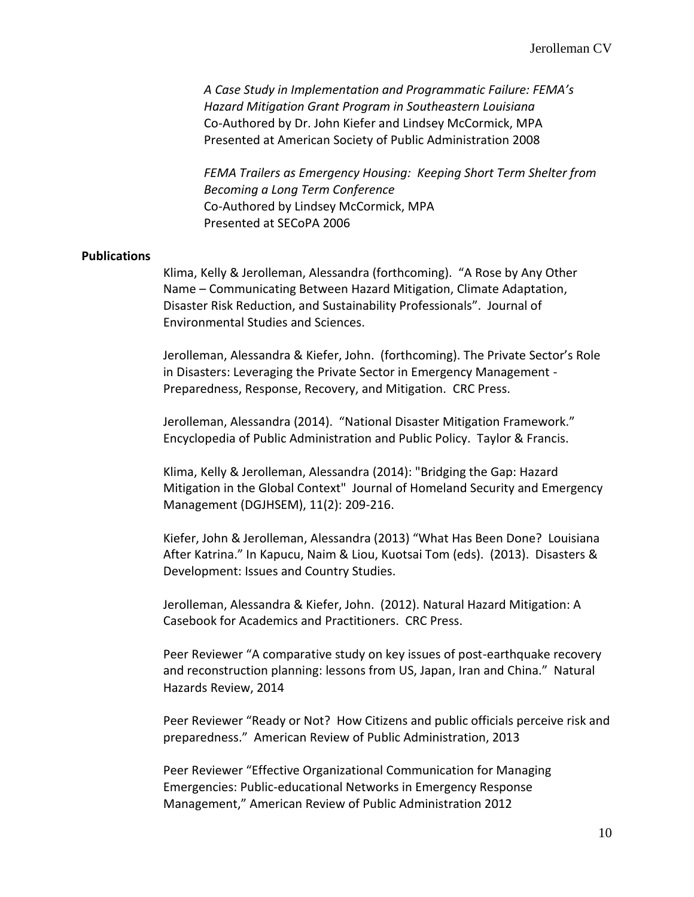*A Case Study in Implementation and Programmatic Failure: FEMA's Hazard Mitigation Grant Program in Southeastern Louisiana*
Co-Authored by Dr. John Kiefer and Lindsey McCormick, MPA
Presented at American Society of Public Administration 2008

*FEMA Trailers as Emergency Housing: Keeping Short Term Shelter from Becoming a Long Term Conference*
Co-Authored by Lindsey McCormick, MPA
Presented at SECoPA 2006

**Publications**

Klima, Kelly & Jerolleman, Alessandra (forthcoming). "A Rose by Any Other Name – Communicating Between Hazard Mitigation, Climate Adaptation, Disaster Risk Reduction, and Sustainability Professionals". Journal of Environmental Studies and Sciences.

Jerolleman, Alessandra & Kiefer, John. (forthcoming). The Private Sector's Role in Disasters: Leveraging the Private Sector in Emergency Management - Preparedness, Response, Recovery, and Mitigation. CRC Press.

Jerolleman, Alessandra (2014). "National Disaster Mitigation Framework." Encyclopedia of Public Administration and Public Policy. Taylor & Francis.

Klima, Kelly & Jerolleman, Alessandra (2014): "Bridging the Gap: Hazard Mitigation in the Global Context" Journal of Homeland Security and Emergency Management (DGJHSEM), 11(2): 209-216.

Kiefer, John & Jerolleman, Alessandra (2013) "What Has Been Done? Louisiana After Katrina." In Kapucu, Naim & Liou, Kuotsai Tom (eds). (2013). Disasters & Development: Issues and Country Studies.

Jerolleman, Alessandra & Kiefer, John. (2012). Natural Hazard Mitigation: A Casebook for Academics and Practitioners. CRC Press.

Peer Reviewer "A comparative study on key issues of post-earthquake recovery and reconstruction planning: lessons from US, Japan, Iran and China." Natural Hazards Review, 2014

Peer Reviewer "Ready or Not? How Citizens and public officials perceive risk and preparedness." American Review of Public Administration, 2013

Peer Reviewer "Effective Organizational Communication for Managing Emergencies: Public-educational Networks in Emergency Response Management," American Review of Public Administration 2012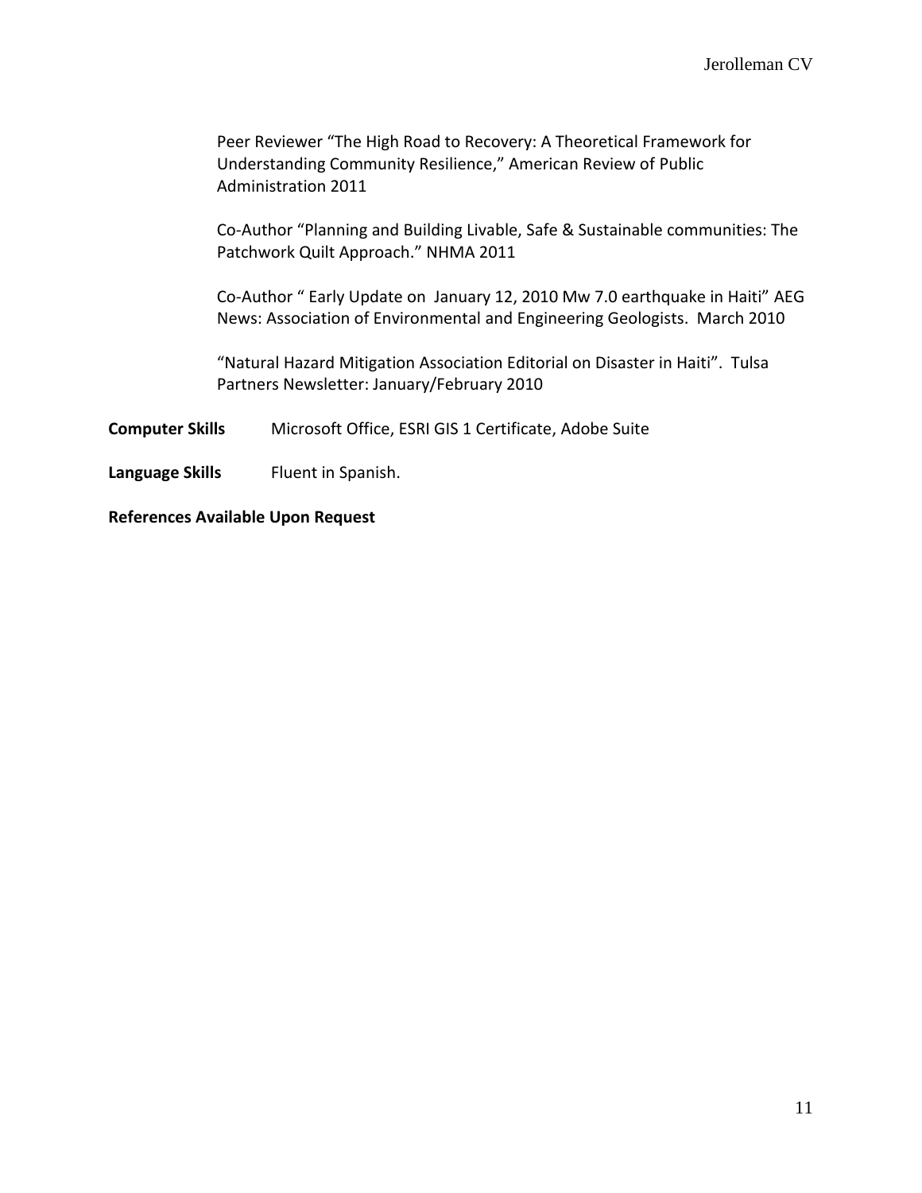Peer Reviewer “The High Road to Recovery: A Theoretical Framework for Understanding Community Resilience,” American Review of Public Administration 2011

Co-Author “Planning and Building Livable, Safe & Sustainable communities: The Patchwork Quilt Approach.” NHMA 2011

Co-Author “ Early Update on January 12, 2010 Mw 7.0 earthquake in Haiti” AEG News: Association of Environmental and Engineering Geologists. March 2010

“Natural Hazard Mitigation Association Editorial on Disaster in Haiti”. Tulsa Partners Newsletter: January/February 2010

**Computer Skills** Microsoft Office, ESRI GIS 1 Certificate, Adobe Suite

**Language Skills** Fluent in Spanish.

**References Available Upon Request**